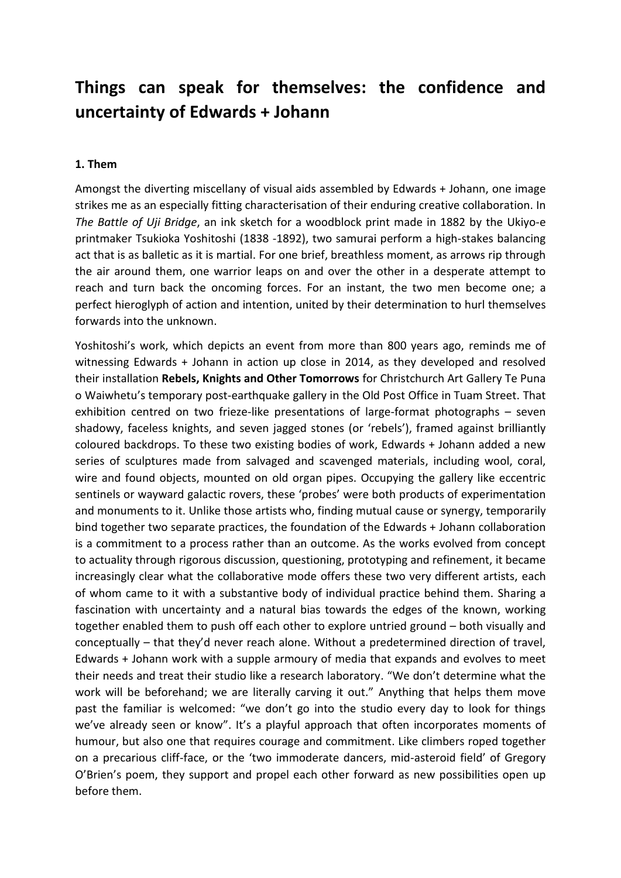# Things can speak for themselves: the confidence and uncertainty of Edwards + Johann

## 1. Them

Amongst the diverting miscellany of visual aids assembled by Edwards + Johann, one image strikes me as an especially fitting characterisation of their enduring creative collaboration. In *The Battle of Uji Bridge*, an ink sketch for a woodblock print made in 1882 by the Ukiyo-e printmaker Tsukioka Yoshitoshi (1838 -1892), two samurai perform a high-stakes balancing act that is as balletic as it is martial. For one brief, breathless moment, as arrows rip through the air around them, one warrior leaps on and over the other in a desperate attempt to reach and turn back the oncoming forces. For an instant, the two men become one; a perfect hieroglyph of action and intention, united by their determination to hurl themselves forwards into the unknown.

Yoshitoshi's work, which depicts an event from more than 800 years ago, reminds me of witnessing Edwards + Johann in action up close in 2014, as they developed and resolved their installation **Rebels, Knights and Other Tomorrows** for Christchurch Art Gallery Te Puna o Waiwhetu's temporary post-earthquake gallery in the Old Post Office in Tuam Street. That exhibition centred on two frieze-like presentations of large-format photographs – seven shadowy, faceless knights, and seven jagged stones (or 'rebels'), framed against brilliantly coloured backdrops. To these two existing bodies of work, Edwards + Johann added a new series of sculptures made from salvaged and scavenged materials, including wool, coral, wire and found objects, mounted on old organ pipes. Occupying the gallery like eccentric sentinels or wayward galactic rovers, these 'probes' were both products of experimentation and monuments to it. Unlike those artists who, finding mutual cause or synergy, temporarily bind together two separate practices, the foundation of the Edwards + Johann collaboration is a commitment to a process rather than an outcome. As the works evolved from concept to actuality through rigorous discussion, questioning, prototyping and refinement, it became increasingly clear what the collaborative mode offers these two very different artists, each of whom came to it with a substantive body of individual practice behind them. Sharing a fascination with uncertainty and a natural bias towards the edges of the known, working together enabled them to push off each other to explore untried ground – both visually and conceptually – that they'd never reach alone. Without a predetermined direction of travel, Edwards + Johann work with a supple armoury of media that expands and evolves to meet their needs and treat their studio like a research laboratory. "We don't determine what the work will be beforehand; we are literally carving it out." Anything that helps them move past the familiar is welcomed: "we don't go into the studio every day to look for things we've already seen or know". It's a playful approach that often incorporates moments of humour, but also one that requires courage and commitment. Like climbers roped together on a precarious cliff-face, or the 'two immoderate dancers, mid-asteroid field' of Gregory O'Brien's poem, they support and propel each other forward as new possibilities open up before them.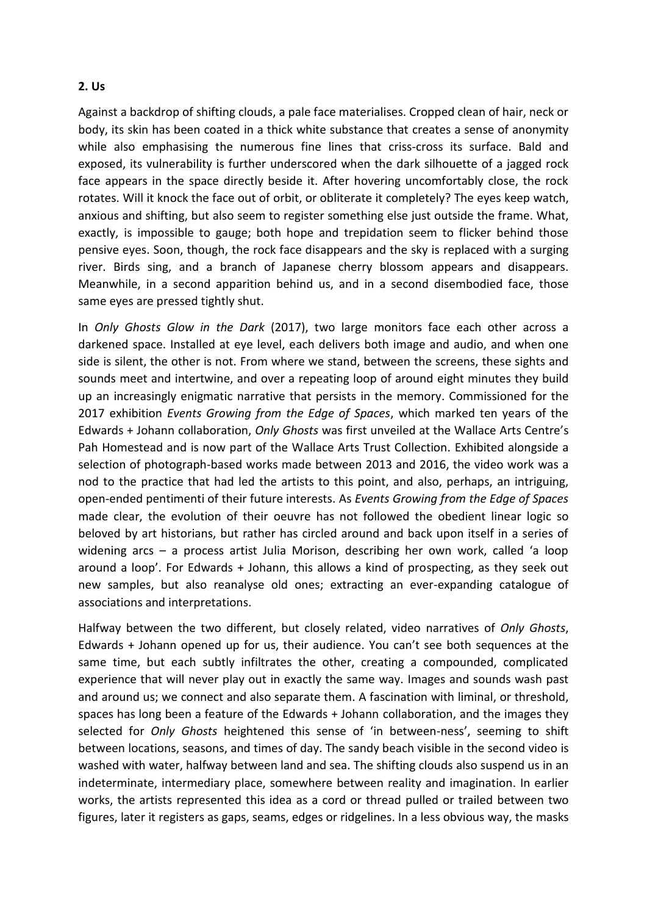**2. Us**

Against a backdrop of shifting clouds, a pale face materialises. Cropped clean of hair, neck or body, its skin has been coated in a thick white substance that creates a sense of anonymity while also emphasising the numerous fine lines that criss-cross its surface. Bald and exposed, its vulnerability is further underscored when the dark silhouette of a jagged rock face appears in the space directly beside it. After hovering uncomfortably close, the rock rotates. Will it knock the face out of orbit, or obliterate it completely? The eyes keep watch, anxious and shifting, but also seem to register something else just outside the frame. What, exactly, is impossible to gauge; both hope and trepidation seem to flicker behind those pensive eyes. Soon, though, the rock face disappears and the sky is replaced with a surging river. Birds sing, and a branch of Japanese cherry blossom appears and disappears. Meanwhile, in a second apparition behind us, and in a second disembodied face, those same eyes are pressed tightly shut.

In *Only Ghosts Glow in the Dark* (2017), two large monitors face each other across a darkened space. Installed at eye level, each delivers both image and audio, and when one side is silent, the other is not. From where we stand, between the screens, these sights and sounds meet and intertwine, and over a repeating loop of around eight minutes they build up an increasingly enigmatic narrative that persists in the memory. Commissioned for the 2017 exhibition *Events Growing from the Edge of Spaces*, which marked ten years of the Edwards + Johann collaboration, *Only Ghosts* was first unveiled at the Wallace Arts Centre's Pah Homestead and is now part of the Wallace Arts Trust Collection. Exhibited alongside a selection of photograph-based works made between 2013 and 2016, the video work was a nod to the practice that had led the artists to this point, and also, perhaps, an intriguing, open-ended pentimenti of their future interests. As *Events Growing from the Edge of Spaces* made clear, the evolution of their oeuvre has not followed the obedient linear logic so beloved by art historians, but rather has circled around and back upon itself in a series of widening arcs – a process artist Julia Morison, describing her own work, called 'a loop around a loop'. For Edwards + Johann, this allows a kind of prospecting, as they seek out new samples, but also reanalyse old ones; extracting an ever-expanding catalogue of associations and interpretations.

Halfway between the two different, but closely related, video narratives of *Only Ghosts*, Edwards + Johann opened up for us, their audience. You can't see both sequences at the same time, but each subtly infiltrates the other, creating a compounded, complicated experience that will never play out in exactly the same way. Images and sounds wash past and around us; we connect and also separate them. A fascination with liminal, or threshold, spaces has long been a feature of the Edwards + Johann collaboration, and the images they selected for *Only Ghosts* heightened this sense of 'in between-ness', seeming to shift between locations, seasons, and times of day. The sandy beach visible in the second video is washed with water, halfway between land and sea. The shifting clouds also suspend us in an indeterminate, intermediary place, somewhere between reality and imagination. In earlier works, the artists represented this idea as a cord or thread pulled or trailed between two figures, later it registers as gaps, seams, edges or ridgelines. In a less obvious way, the masks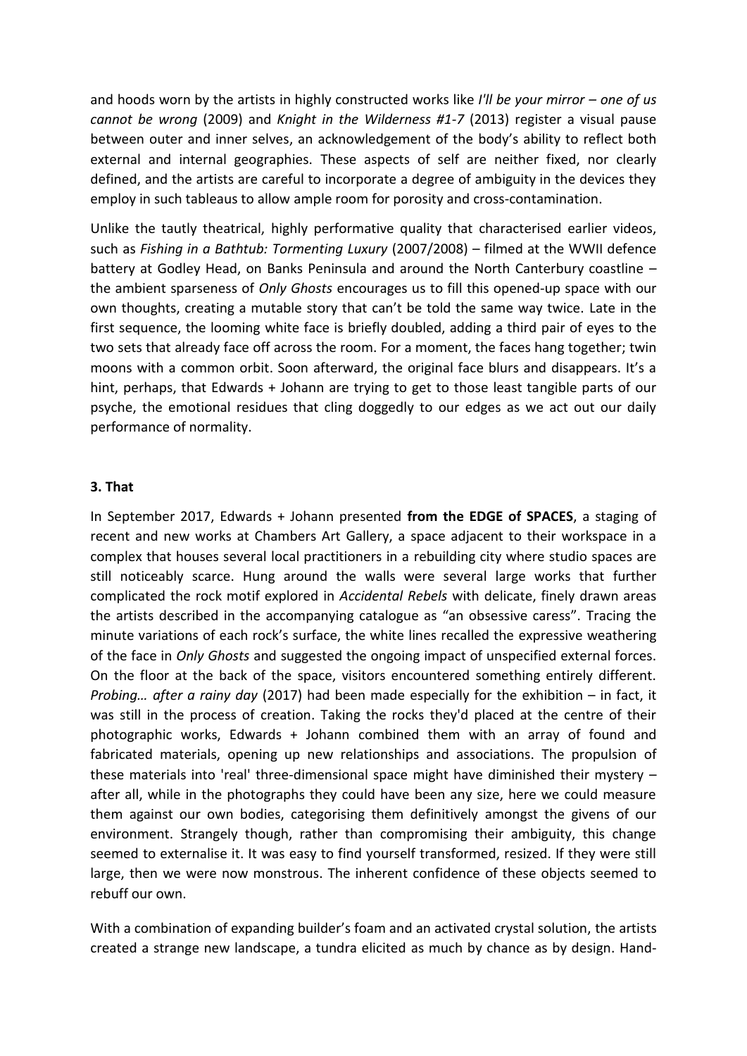and hoods worn by the artists in highly constructed works like *I'll be your mirror – one of us cannot be wrong* (2009) and *Knight in the Wilderness #1-7* (2013) register a visual pause between outer and inner selves, an acknowledgement of the body's ability to reflect both external and internal geographies. These aspects of self are neither fixed, nor clearly defined, and the artists are careful to incorporate a degree of ambiguity in the devices they employ in such tableaus to allow ample room for porosity and cross-contamination.

Unlike the tautly theatrical, highly performative quality that characterised earlier videos, such as *Fishing in a Bathtub: Tormenting Luxury* (2007/2008) – filmed at the WWII defence battery at Godley Head, on Banks Peninsula and around the North Canterbury coastline – the ambient sparseness of *Only Ghosts* encourages us to fill this opened-up space with our own thoughts, creating a mutable story that can't be told the same way twice. Late in the first sequence, the looming white face is briefly doubled, adding a third pair of eyes to the two sets that already face off across the room. For a moment, the faces hang together; twin moons with a common orbit. Soon afterward, the original face blurs and disappears. It's a hint, perhaps, that Edwards + Johann are trying to get to those least tangible parts of our psyche, the emotional residues that cling doggedly to our edges as we act out our daily performance of normality.

### 3. That

In September 2017, Edwards + Johann presented **from the EDGE of SPACES**, a staging of recent and new works at Chambers Art Gallery, a space adjacent to their workspace in a complex that houses several local practitioners in a rebuilding city where studio spaces are still noticeably scarce. Hung around the walls were several large works that further complicated the rock motif explored in *Accidental Rebels* with delicate, finely drawn areas the artists described in the accompanying catalogue as "an obsessive caress". Tracing the minute variations of each rock's surface, the white lines recalled the expressive weathering of the face in *Only Ghosts* and suggested the ongoing impact of unspecified external forces. On the floor at the back of the space, visitors encountered something entirely different. *Probing… after a rainy day* (2017) had been made especially for the exhibition – in fact, it was still in the process of creation. Taking the rocks they'd placed at the centre of their photographic works, Edwards + Johann combined them with an array of found and fabricated materials, opening up new relationships and associations. The propulsion of these materials into 'real' three-dimensional space might have diminished their mystery – after all, while in the photographs they could have been any size, here we could measure them against our own bodies, categorising them definitively amongst the givens of our environment. Strangely though, rather than compromising their ambiguity, this change seemed to externalise it. It was easy to find yourself transformed, resized. If they were still large, then we were now monstrous. The inherent confidence of these objects seemed to rebuff our own.

With a combination of expanding builder's foam and an activated crystal solution, the artists created a strange new landscape, a tundra elicited as much by chance as by design. Hand-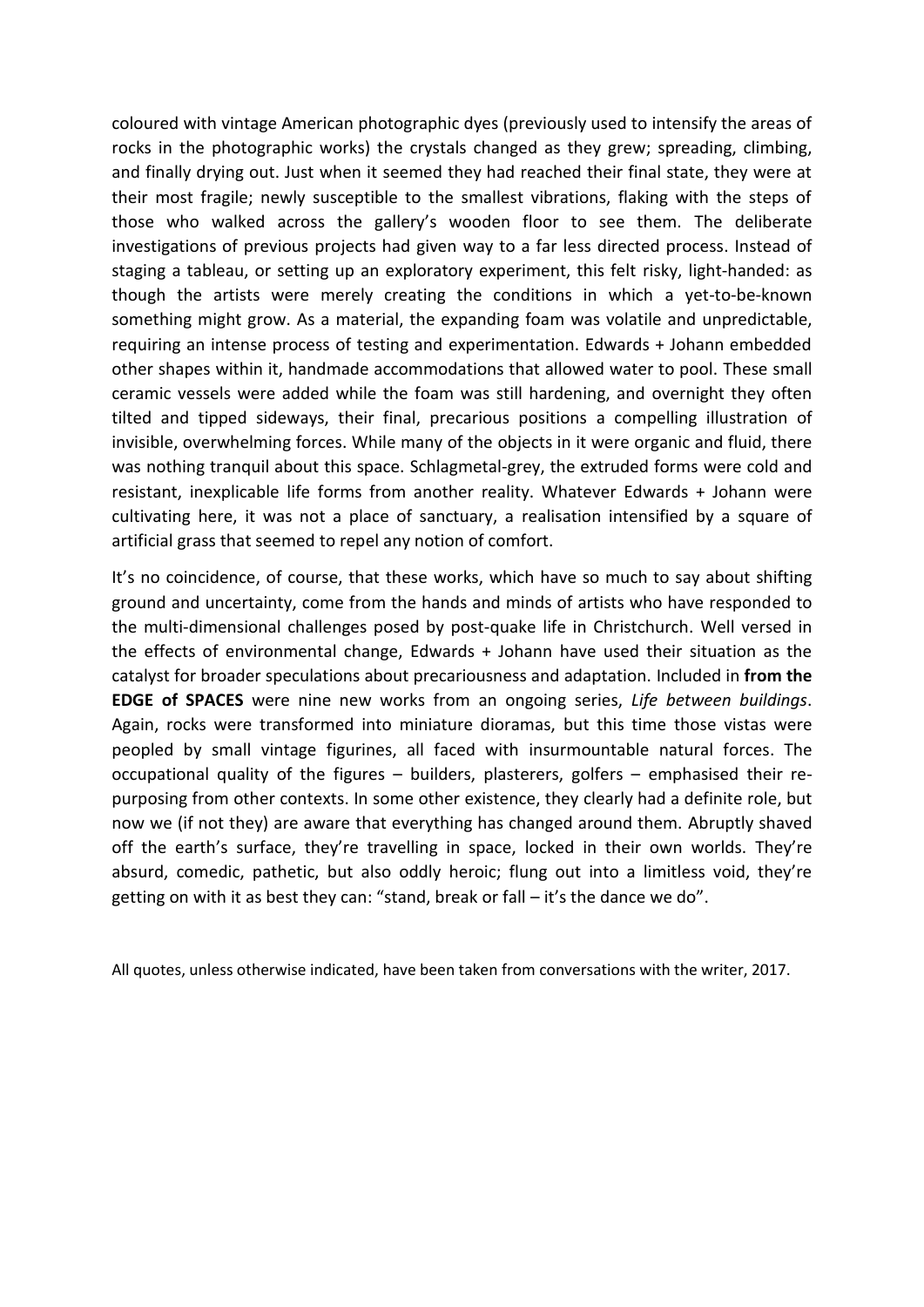coloured with vintage American photographic dyes (previously used to intensify the areas of rocks in the photographic works) the crystals changed as they grew; spreading, climbing, and finally drying out. Just when it seemed they had reached their final state, they were at their most fragile; newly susceptible to the smallest vibrations, flaking with the steps of those who walked across the gallery's wooden floor to see them. The deliberate investigations of previous projects had given way to a far less directed process. Instead of staging a tableau, or setting up an exploratory experiment, this felt risky, light-handed: as though the artists were merely creating the conditions in which a yet-to-be-known something might grow. As a material, the expanding foam was volatile and unpredictable, requiring an intense process of testing and experimentation. Edwards + Johann embedded other shapes within it, handmade accommodations that allowed water to pool. These small ceramic vessels were added while the foam was still hardening, and overnight they often tilted and tipped sideways, their final, precarious positions a compelling illustration of invisible, overwhelming forces. While many of the objects in it were organic and fluid, there was nothing tranquil about this space. Schlagmetal-grey, the extruded forms were cold and resistant, inexplicable life forms from another reality. Whatever Edwards + Johann were cultivating here, it was not a place of sanctuary, a realisation intensified by a square of artificial grass that seemed to repel any notion of comfort.

It's no coincidence, of course, that these works, which have so much to say about shifting ground and uncertainty, come from the hands and minds of artists who have responded to the multi-dimensional challenges posed by post-quake life in Christchurch. Well versed in the effects of environmental change, Edwards + Johann have used their situation as the catalyst for broader speculations about precariousness and adaptation. Included in **from the EDGE of SPACES** were nine new works from an ongoing series, *Life between buildings*. Again, rocks were transformed into miniature dioramas, but this time those vistas were peopled by small vintage figurines, all faced with insurmountable natural forces. The occupational quality of the figures – builders, plasterers, golfers – emphasised their re-purposing from other contexts. In some other existence, they clearly had a definite role, but now we (if not they) are aware that everything has changed around them. Abruptly shaved off the earth's surface, they're travelling in space, locked in their own worlds. They're absurd, comedic, pathetic, but also oddly heroic; flung out into a limitless void, they're getting on with it as best they can: "stand, break or fall – it's the dance we do".

All quotes, unless otherwise indicated, have been taken from conversations with the writer, 2017.